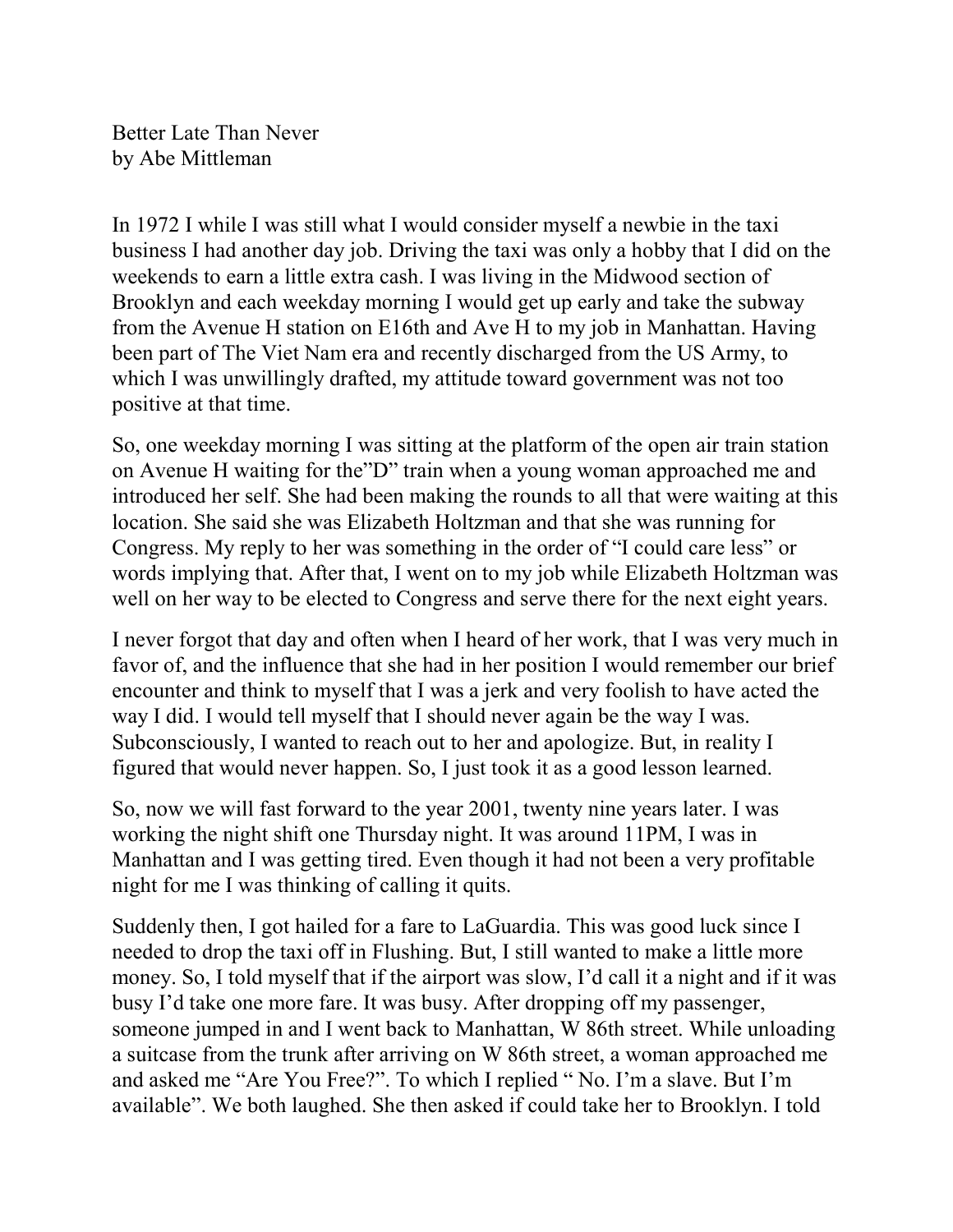Better Late Than Never
by Abe Mittleman

In 1972 I while I was still what I would consider myself a newbie in the taxi business I had another day job. Driving the taxi was only a hobby that I did on the weekends to earn a little extra cash. I was living in the Midwood section of Brooklyn and each weekday morning I would get up early and take the subway from the Avenue H station on E16th and Ave H to my job in Manhattan. Having been part of The Viet Nam era and recently discharged from the US Army, to which I was unwillingly drafted, my attitude toward government was not too positive at that time.

So, one weekday morning I was sitting at the platform of the open air train station on Avenue H waiting for the"D" train when a young woman approached me and introduced her self. She had been making the rounds to all that were waiting at this location. She said she was Elizabeth Holtzman and that she was running for Congress. My reply to her was something in the order of "I could care less" or words implying that. After that, I went on to my job while Elizabeth Holtzman was well on her way to be elected to Congress and serve there for the next eight years.

I never forgot that day and often when I heard of her work, that I was very much in favor of, and the influence that she had in her position I would remember our brief encounter and think to myself that I was a jerk and very foolish to have acted the way I did. I would tell myself that I should never again be the way I was. Subconsciously, I wanted to reach out to her and apologize. But, in reality I figured that would never happen. So, I just took it as a good lesson learned.

So, now we will fast forward to the year 2001, twenty nine years later. I was working the night shift one Thursday night. It was around 11PM, I was in Manhattan and I was getting tired. Even though it had not been a very profitable night for me I was thinking of calling it quits.

Suddenly then, I got hailed for a fare to LaGuardia. This was good luck since I needed to drop the taxi off in Flushing. But, I still wanted to make a little more money. So, I told myself that if the airport was slow, I'd call it a night and if it was busy I'd take one more fare. It was busy. After dropping off my passenger, someone jumped in and I went back to Manhattan, W 86th street. While unloading a suitcase from the trunk after arriving on W 86th street, a woman approached me and asked me "Are You Free?". To which I replied " No. I'm a slave. But I'm available". We both laughed. She then asked if could take her to Brooklyn. I told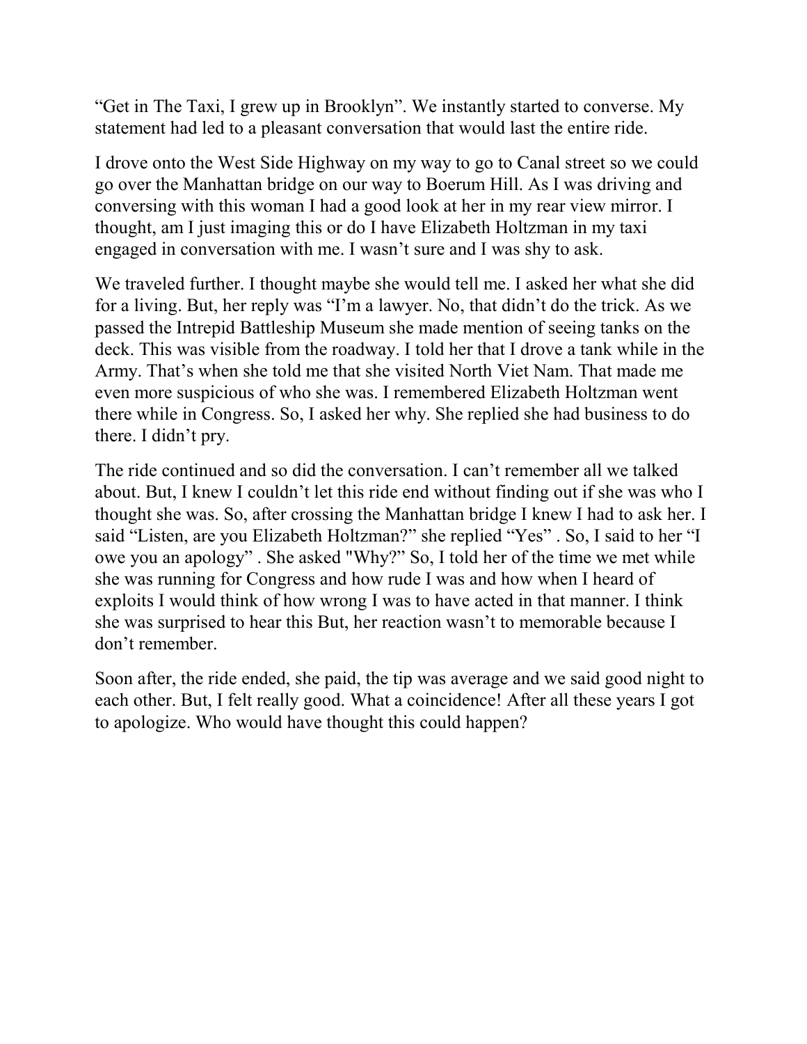“Get in The Taxi, I grew up in Brooklyn”. We instantly started to converse. My statement had led to a pleasant conversation that would last the entire ride.

I drove onto the West Side Highway on my way to go to Canal street so we could go over the Manhattan bridge on our way to Boerum Hill. As I was driving and conversing with this woman I had a good look at her in my rear view mirror. I thought, am I just imaging this or do I have Elizabeth Holtzman in my taxi engaged in conversation with me. I wasn’t sure and I was shy to ask.

We traveled further. I thought maybe she would tell me. I asked her what she did for a living. But, her reply was “I’m a lawyer. No, that didn’t do the trick. As we passed the Intrepid Battleship Museum she made mention of seeing tanks on the deck. This was visible from the roadway. I told her that I drove a tank while in the Army. That’s when she told me that she visited North Viet Nam. That made me even more suspicious of who she was. I remembered Elizabeth Holtzman went there while in Congress. So, I asked her why. She replied she had business to do there. I didn’t pry.

The ride continued and so did the conversation. I can’t remember all we talked about. But, I knew I couldn’t let this ride end without finding out if she was who I thought she was. So, after crossing the Manhattan bridge I knew I had to ask her. I said “Listen, are you Elizabeth Holtzman?” she replied “Yes” . So, I said to her “I owe you an apology” . She asked "Why?" So, I told her of the time we met while she was running for Congress and how rude I was and how when I heard of exploits I would think of how wrong I was to have acted in that manner. I think she was surprised to hear this But, her reaction wasn’t to memorable because I don’t remember.

Soon after, the ride ended, she paid, the tip was average and we said good night to each other. But, I felt really good. What a coincidence! After all these years I got to apologize. Who would have thought this could happen?